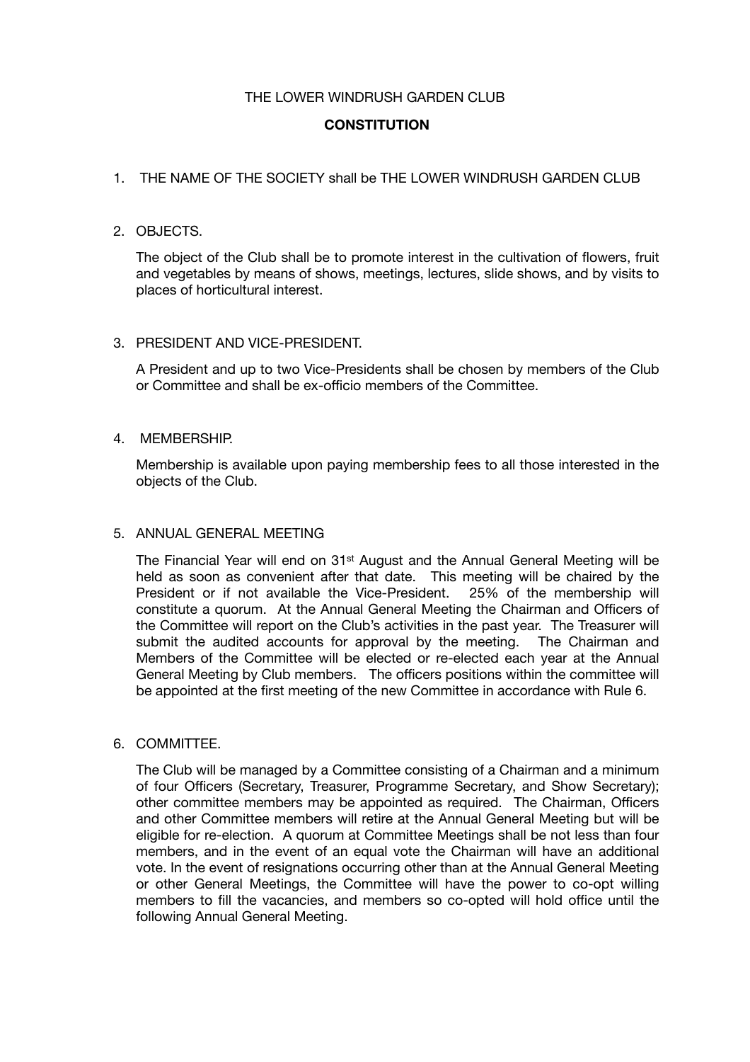THE LOWER WINDRUSH GARDEN CLUB

# CONSTITUTION

1. THE NAME OF THE SOCIETY shall be THE LOWER WINDRUSH GARDEN CLUB

2. OBJECTS.

   The object of the Club shall be to promote interest in the cultivation of flowers, fruit and vegetables by means of shows, meetings, lectures, slide shows, and by visits to places of horticultural interest.

3. PRESIDENT AND VICE-PRESIDENT.

   A President and up to two Vice-Presidents shall be chosen by members of the Club or Committee and shall be ex-officio members of the Committee.

4. MEMBERSHIP.

   Membership is available upon paying membership fees to all those interested in the objects of the Club.

5. ANNUAL GENERAL MEETING

   The Financial Year will end on 31st August and the Annual General Meeting will be held as soon as convenient after that date. This meeting will be chaired by the President or if not available the Vice-President. 25% of the membership will constitute a quorum. At the Annual General Meeting the Chairman and Officers of the Committee will report on the Club's activities in the past year. The Treasurer will submit the audited accounts for approval by the meeting. The Chairman and Members of the Committee will be elected or re-elected each year at the Annual General Meeting by Club members. The officers positions within the committee will be appointed at the first meeting of the new Committee in accordance with Rule 6.

6. COMMITTEE.

   The Club will be managed by a Committee consisting of a Chairman and a minimum of four Officers (Secretary, Treasurer, Programme Secretary, and Show Secretary); other committee members may be appointed as required. The Chairman, Officers and other Committee members will retire at the Annual General Meeting but will be eligible for re-election. A quorum at Committee Meetings shall be not less than four members, and in the event of an equal vote the Chairman will have an additional vote. In the event of resignations occurring other than at the Annual General Meeting or other General Meetings, the Committee will have the power to co-opt willing members to fill the vacancies, and members so co-opted will hold office until the following Annual General Meeting.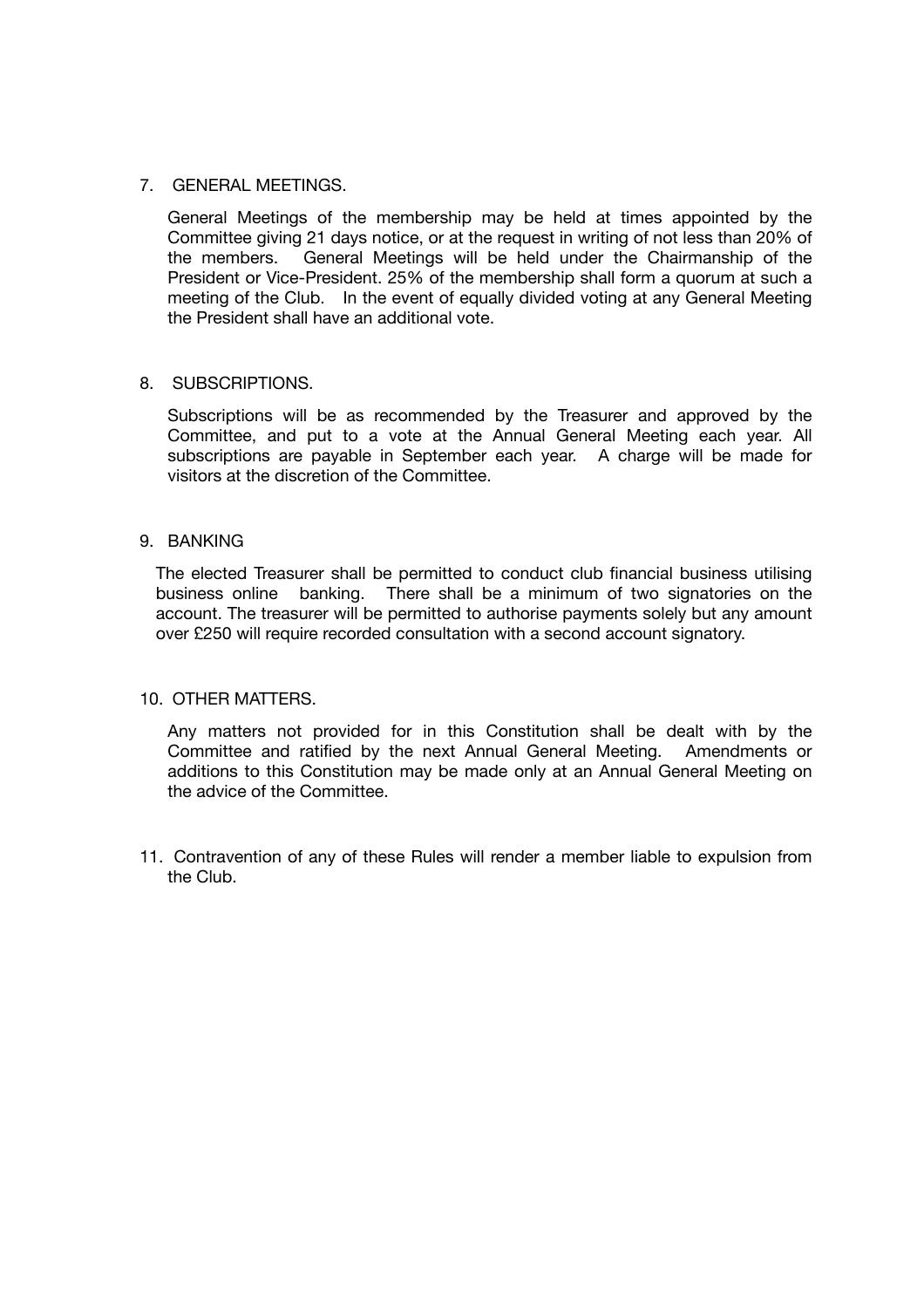7. GENERAL MEETINGS.

   General Meetings of the membership may be held at times appointed by the Committee giving 21 days notice, or at the request in writing of not less than 20% of the members. General Meetings will be held under the Chairmanship of the President or Vice-President. 25% of the membership shall form a quorum at such a meeting of the Club. In the event of equally divided voting at any General Meeting the President shall have an additional vote.

8. SUBSCRIPTIONS.

   Subscriptions will be as recommended by the Treasurer and approved by the Committee, and put to a vote at the Annual General Meeting each year. All subscriptions are payable in September each year. A charge will be made for visitors at the discretion of the Committee.

9. BANKING

   The elected Treasurer shall be permitted to conduct club financial business utilising business online banking. There shall be a minimum of two signatories on the account. The treasurer will be permitted to authorise payments solely but any amount over £250 will require recorded consultation with a second account signatory.

10. OTHER MATTERS.

    Any matters not provided for in this Constitution shall be dealt with by the Committee and ratified by the next Annual General Meeting. Amendments or additions to this Constitution may be made only at an Annual General Meeting on the advice of the Committee.

11. Contravention of any of these Rules will render a member liable to expulsion from the Club.